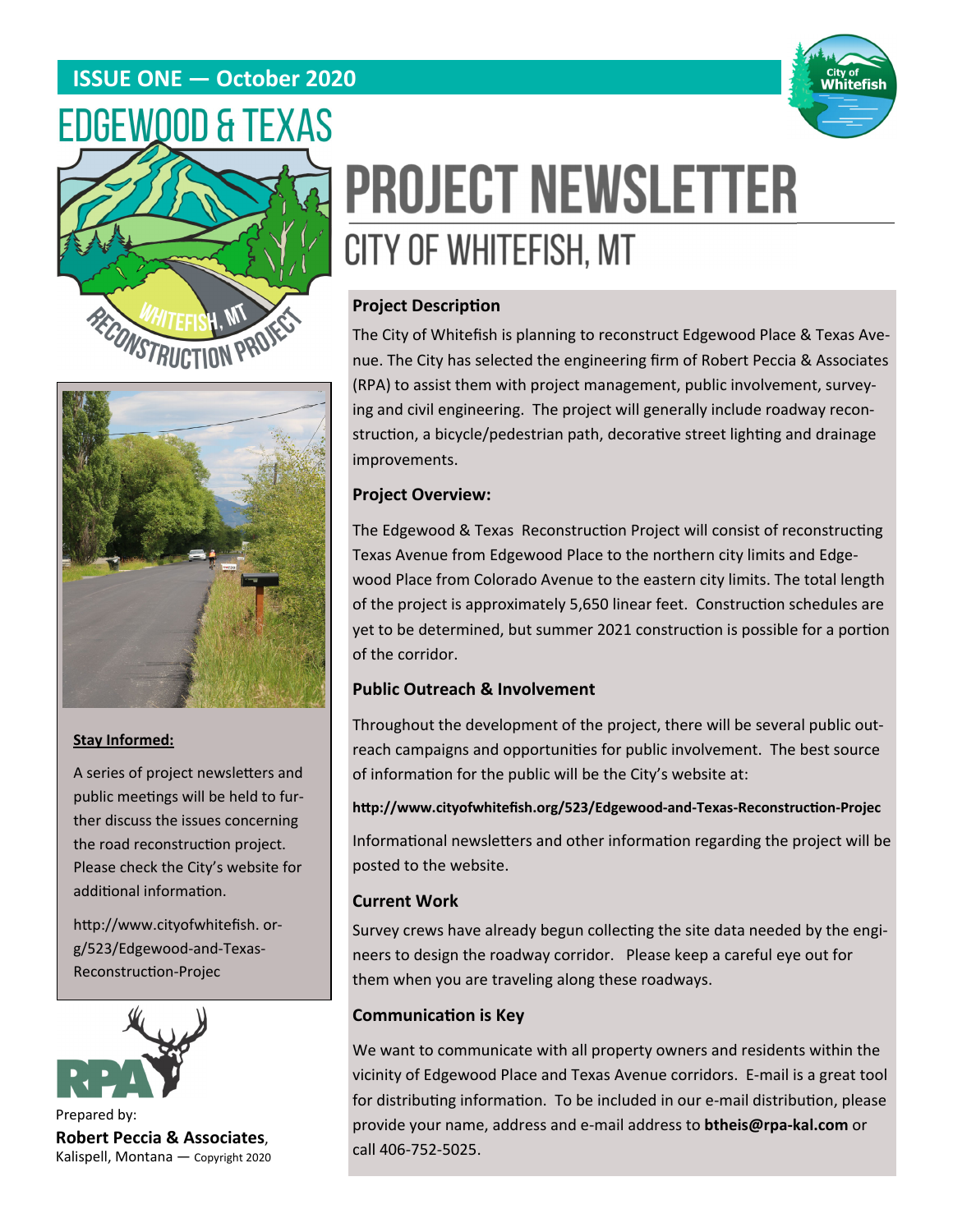**ISSUE ONE — October 2020**

# EDGEWOOD & TEXAS

# PROJECT NEWSLETTER

## CITY OF WHITEFISH, MT

### Project Description

The City of Whitefish is planning to reconstruct Edgewood Place & Texas Avenue. The City has selected the engineering firm of Robert Peccia & Associates (RPA) to assist them with project management, public involvement, surveying and civil engineering. The project will generally include roadway reconstruction, a bicycle/pedestrian path, decorative street lighting and drainage improvements.

### Project Overview:

The Edgewood & Texas Reconstruction Project will consist of reconstructing Texas Avenue from Edgewood Place to the northern city limits and Edgewood Place from Colorado Avenue to the eastern city limits. The total length of the project is approximately 5,650 linear feet. Construction schedules are yet to be determined, but summer 2021 construction is possible for a portion of the corridor.

### Public Outreach & Involvement

Throughout the development of the project, there will be several public outreach campaigns and opportunities for public involvement. The best source of information for the public will be the City's website at:

**http://www.cityofwhitefish.org/523/Edgewood-and-Texas-Reconstruction-Projec**

Informational newsletters and other information regarding the project will be posted to the website.

### Current Work

Survey crews have already begun collecting the site data needed by the engineers to design the roadway corridor. Please keep a careful eye out for them when you are traveling along these roadways.

### Communication is Key

We want to communicate with all property owners and residents within the vicinity of Edgewood Place and Texas Avenue corridors. E-mail is a great tool for distributing information. To be included in our e-mail distribution, please provide your name, address and e-mail address to **btheis@rpa-kal.com** or call 406-752-5025.

**Stay Informed:**

A series of project newsletters and public meetings will be held to further discuss the issues concerning the road reconstruction project. Please check the City's website for additional information.

http://www.cityofwhitefish.org/523/Edgewood-and-Texas-Reconstruction-Projec

Prepared by:
**Robert Peccia & Associates**,
Kalispell, Montana — Copyright 2020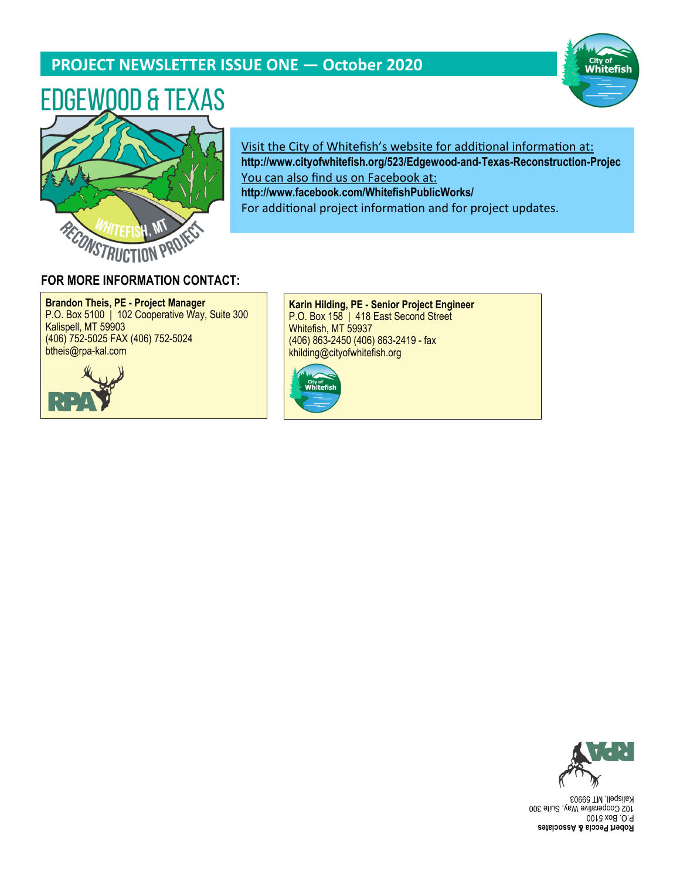## PROJECT NEWSLETTER ISSUE ONE — October 2020

# EDGEWOOD & TEXAS

WHITEFISH, MT

RECONSTRUCTION PROJECT

Visit the City of Whitefish's website for additional information at:
**http://www.cityofwhitefish.org/523/Edgewood-and-Texas-Reconstruction-Projec**
You can also find us on Facebook at:
**http://www.facebook.com/WhitefishPublicWorks/**
For additional project information and for project updates.

### FOR MORE INFORMATION CONTACT:

**Brandon Theis, PE - Project Manager**
P.O. Box 5100 | 102 Cooperative Way, Suite 300
Kalispell, MT 59903
(406) 752-5025 FAX (406) 752-5024
btheis@rpa-kal.com

**Karin Hilding, PE - Senior Project Engineer**
P.O. Box 158 | 418 East Second Street
Whitefish, MT 59937
(406) 863-2450 (406) 863-2419 - fax
khilding@cityofwhitefish.org

**Robert Peccia & Associates**
P.O. Box 5100
102 Cooperative Way, Suite 300
Kalispell, MT 59903